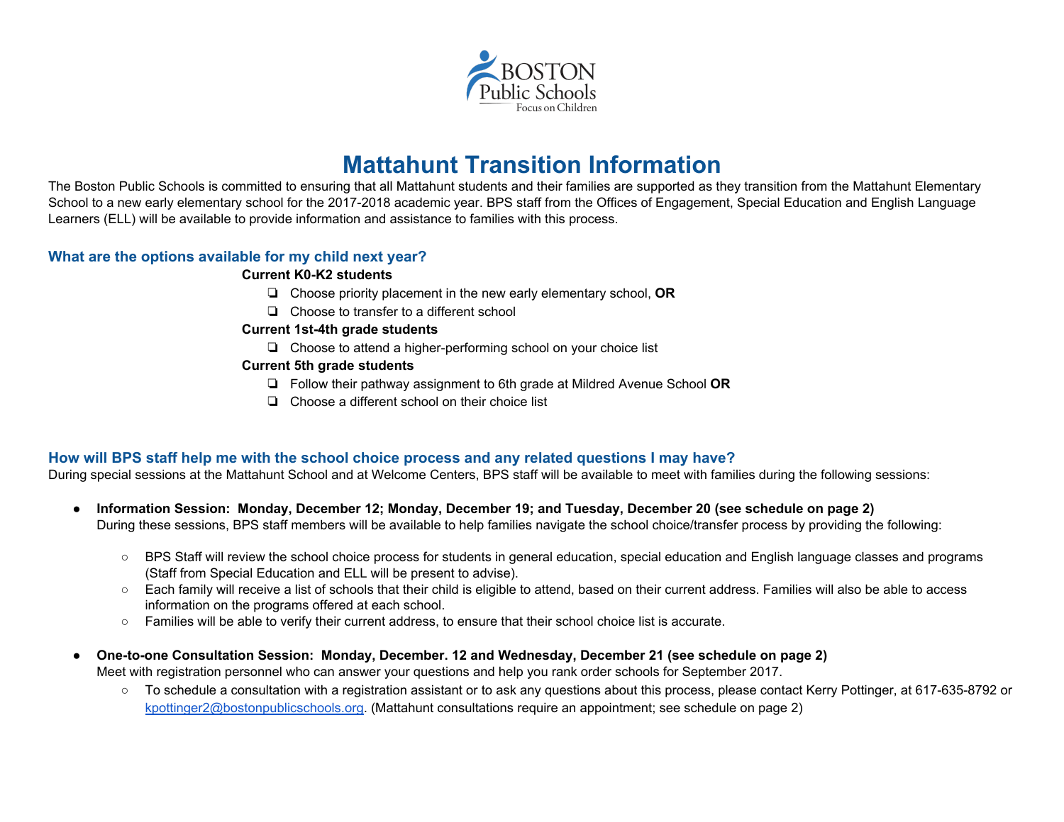# Mattahunt Transition Information

The Boston Public Schools is committed to ensuring that all Mattahunt students and their families are supported as they transition from the Mattahunt Elementary School to a new early elementary school for the 2017-2018 academic year. BPS staff from the Offices of Engagement, Special Education and English Language Learners (ELL) will be available to provide information and assistance to families with this process.

## What are the options available for my child next year?

**Current K0-K2 students**

- ❏ Choose priority placement in the new early elementary school, **OR**
- ❏ Choose to transfer to a different school

**Current 1st-4th grade students**

- ❏ Choose to attend a higher-performing school on your choice list

**Current 5th grade students**

- ❏ Follow their pathway assignment to 6th grade at Mildred Avenue School **OR**
- ❏ Choose a different school on their choice list

## How will BPS staff help me with the school choice process and any related questions I may have?

During special sessions at the Mattahunt School and at Welcome Centers, BPS staff will be available to meet with families during the following sessions:

- **Information Session: Monday, December 12; Monday, December 19; and Tuesday, December 20 (see schedule on page 2)**
  During these sessions, BPS staff members will be available to help families navigate the school choice/transfer process by providing the following:
  - BPS Staff will review the school choice process for students in general education, special education and English language classes and programs (Staff from Special Education and ELL will be present to advise).
  - Each family will receive a list of schools that their child is eligible to attend, based on their current address. Families will also be able to access information on the programs offered at each school.
  - Families will be able to verify their current address, to ensure that their school choice list is accurate.

- **One-to-one Consultation Session: Monday, December. 12 and Wednesday, December 21 (see schedule on page 2)**
  Meet with registration personnel who can answer your questions and help you rank order schools for September 2017.
  - To schedule a consultation with a registration assistant or to ask any questions about this process, please contact Kerry Pottinger, at 617-635-8792 or kpottinger2@bostonpublicschools.org. (Mattahunt consultations require an appointment; see schedule on page 2)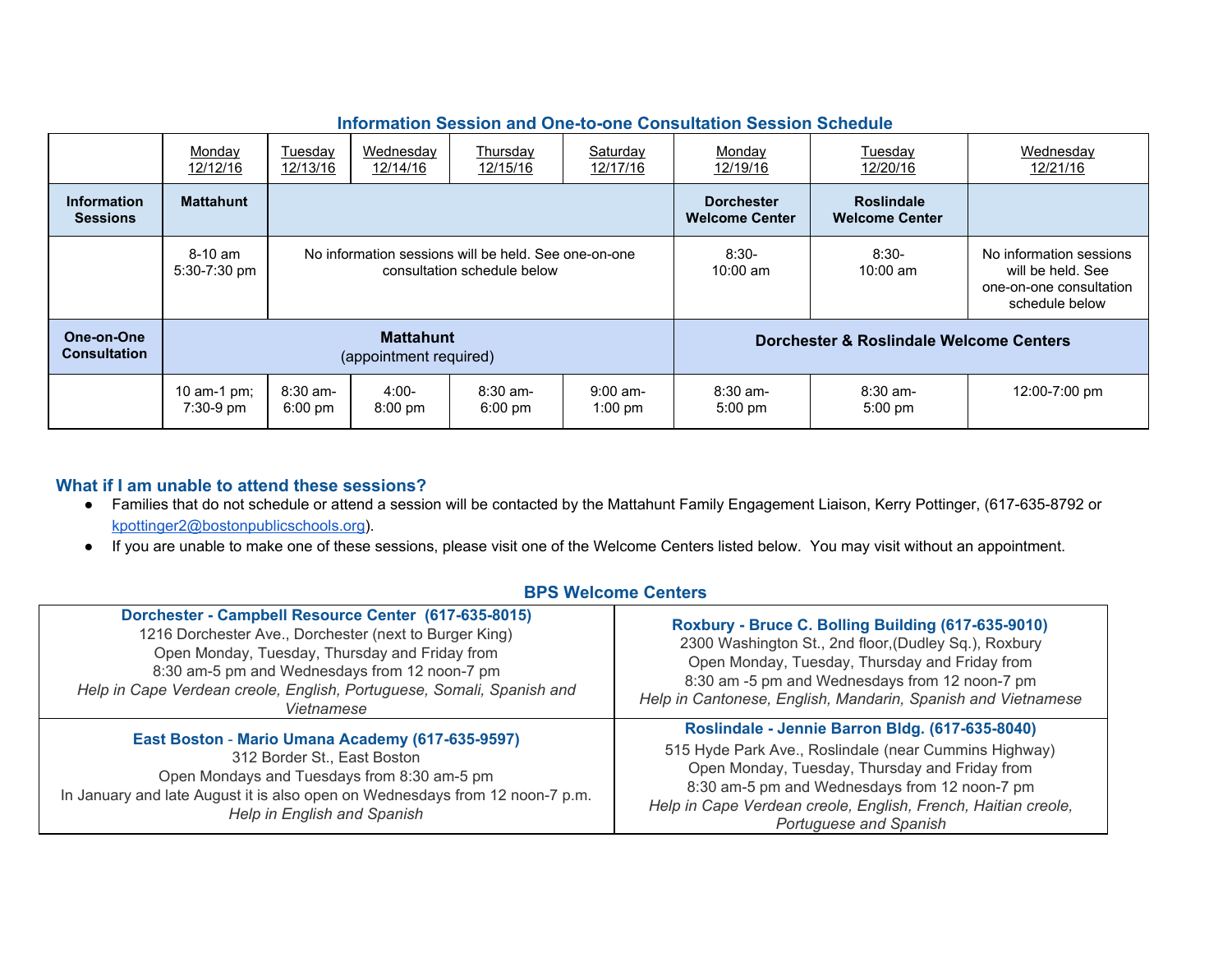## Information Session and One-to-one Consultation Session Schedule

| | Monday 12/12/16 | Tuesday 12/13/16 | Wednesday 12/14/16 | Thursday 12/15/16 | Saturday 12/17/16 | Monday 12/19/16 | Tuesday 12/20/16 | Wednesday 12/21/16 |
|---|---|---|---|---|---|---|---|---|
| **Information Sessions** | **Mattahunt** | | | | | **Dorchester Welcome Center** | **Roslindale Welcome Center** | |
| | 8-10 am 5:30-7:30 pm | No information sessions will be held. See one-on-one consultation schedule below | | | | 8:30-10:00 am | 8:30-10:00 am | No information sessions will be held. See one-on-one consultation schedule below |
| **One-on-One Consultation** | **Mattahunt** (appointment required) | | | | | **Dorchester & Roslindale Welcome Centers** | | |
| | 10 am-1 pm; 7:30-9 pm | 8:30 am-6:00 pm | 4:00-8:00 pm | 8:30 am-6:00 pm | 9:00 am-1:00 pm | 8:30 am-5:00 pm | 8:30 am-5:00 pm | 12:00-7:00 pm |

### What if I am unable to attend these sessions?

- Families that do not schedule or attend a session will be contacted by the Mattahunt Family Engagement Liaison, Kerry Pottinger, (617-635-8792 or kpottinger2@bostonpublicschools.org).
- If you are unable to make one of these sessions, please visit one of the Welcome Centers listed below. You may visit without an appointment.

## BPS Welcome Centers

| | |
|---|---|
| **Dorchester - Campbell Resource Center (617-635-8015)**<br>1216 Dorchester Ave., Dorchester (next to Burger King)<br>Open Monday, Tuesday, Thursday and Friday from<br>8:30 am-5 pm and Wednesdays from 12 noon-7 pm<br>*Help in Cape Verdean creole, English, Portuguese, Somali, Spanish and Vietnamese* | **Roxbury - Bruce C. Bolling Building (617-635-9010)**<br>2300 Washington St., 2nd floor,(Dudley Sq.), Roxbury<br>Open Monday, Tuesday, Thursday and Friday from<br>8:30 am -5 pm and Wednesdays from 12 noon-7 pm<br>*Help in Cantonese, English, Mandarin, Spanish and Vietnamese* |
| **East Boston - Mario Umana Academy (617-635-9597)**<br>312 Border St., East Boston<br>Open Mondays and Tuesdays from 8:30 am-5 pm<br>In January and late August it is also open on Wednesdays from 12 noon-7 p.m.<br>*Help in English and Spanish* | **Roslindale - Jennie Barron Bldg. (617-635-8040)**<br>515 Hyde Park Ave., Roslindale (near Cummins Highway)<br>Open Monday, Tuesday, Thursday and Friday from<br>8:30 am-5 pm and Wednesdays from 12 noon-7 pm<br>*Help in Cape Verdean creole, English, French, Haitian creole, Portuguese and Spanish* |